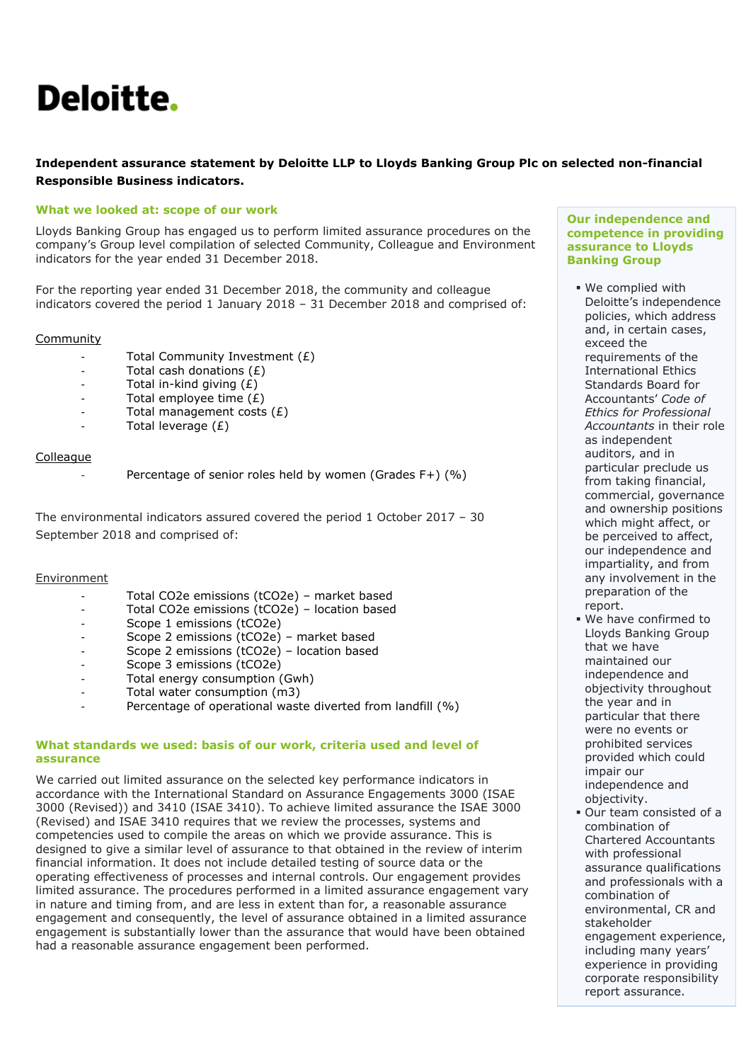# Deloitte.

**Independent assurance statement by Deloitte LLP to Lloyds Banking Group Plc on selected non-financial Responsible Business indicators.**

## What we looked at: scope of our work

Lloyds Banking Group has engaged us to perform limited assurance procedures on the company's Group level compilation of selected Community, Colleague and Environment indicators for the year ended 31 December 2018.

For the reporting year ended 31 December 2018, the community and colleague indicators covered the period 1 January 2018 – 31 December 2018 and comprised of:

Community

- Total Community Investment (£)
- Total cash donations (£)
- Total in-kind giving (£)
- Total employee time (£)
- Total management costs (£)
- Total leverage (£)

Colleague

- Percentage of senior roles held by women (Grades F+) (%)

The environmental indicators assured covered the period 1 October 2017 – 30 September 2018 and comprised of:

Environment

- Total $CO_2e$ emissions ($tCO_2e$) – market based
- Total $CO_2e$ emissions ($tCO_2e$) – location based
- Scope 1 emissions ($tCO_2e$)
- Scope 2 emissions ($tCO_2e$) – market based
- Scope 2 emissions ($tCO_2e$) – location based
- Scope 3 emissions ($tCO_2e$)
- Total energy consumption (Gwh)
- Total water consumption (m3)
- Percentage of operational waste diverted from landfill (%)

## What standards we used: basis of our work, criteria used and level of assurance

We carried out limited assurance on the selected key performance indicators in accordance with the International Standard on Assurance Engagements 3000 (ISAE 3000 (Revised)) and 3410 (ISAE 3410). To achieve limited assurance the ISAE 3000 (Revised) and ISAE 3410 requires that we review the processes, systems and competencies used to compile the areas on which we provide assurance. This is designed to give a similar level of assurance to that obtained in the review of interim financial information. It does not include detailed testing of source data or the operating effectiveness of processes and internal controls. Our engagement provides limited assurance. The procedures performed in a limited assurance engagement vary in nature and timing from, and are less in extent than for, a reasonable assurance engagement and consequently, the level of assurance obtained in a limited assurance engagement is substantially lower than the assurance that would have been obtained had a reasonable assurance engagement been performed.

## Our independence and competence in providing assurance to Lloyds Banking Group

- We complied with Deloitte's independence policies, which address and, in certain cases, exceed the requirements of the International Ethics Standards Board for Accountants' *Code of Ethics for Professional Accountants* in their role as independent auditors, and in particular preclude us from taking financial, commercial, governance and ownership positions which might affect, or be perceived to affect, our independence and impartiality, and from any involvement in the preparation of the report.
- We have confirmed to Lloyds Banking Group that we have maintained our independence and objectivity throughout the year and in particular that there were no events or prohibited services provided which could impair our independence and objectivity.
- Our team consisted of a combination of Chartered Accountants with professional assurance qualifications and professionals with a combination of environmental, CR and stakeholder engagement experience, including many years' experience in providing corporate responsibility report assurance.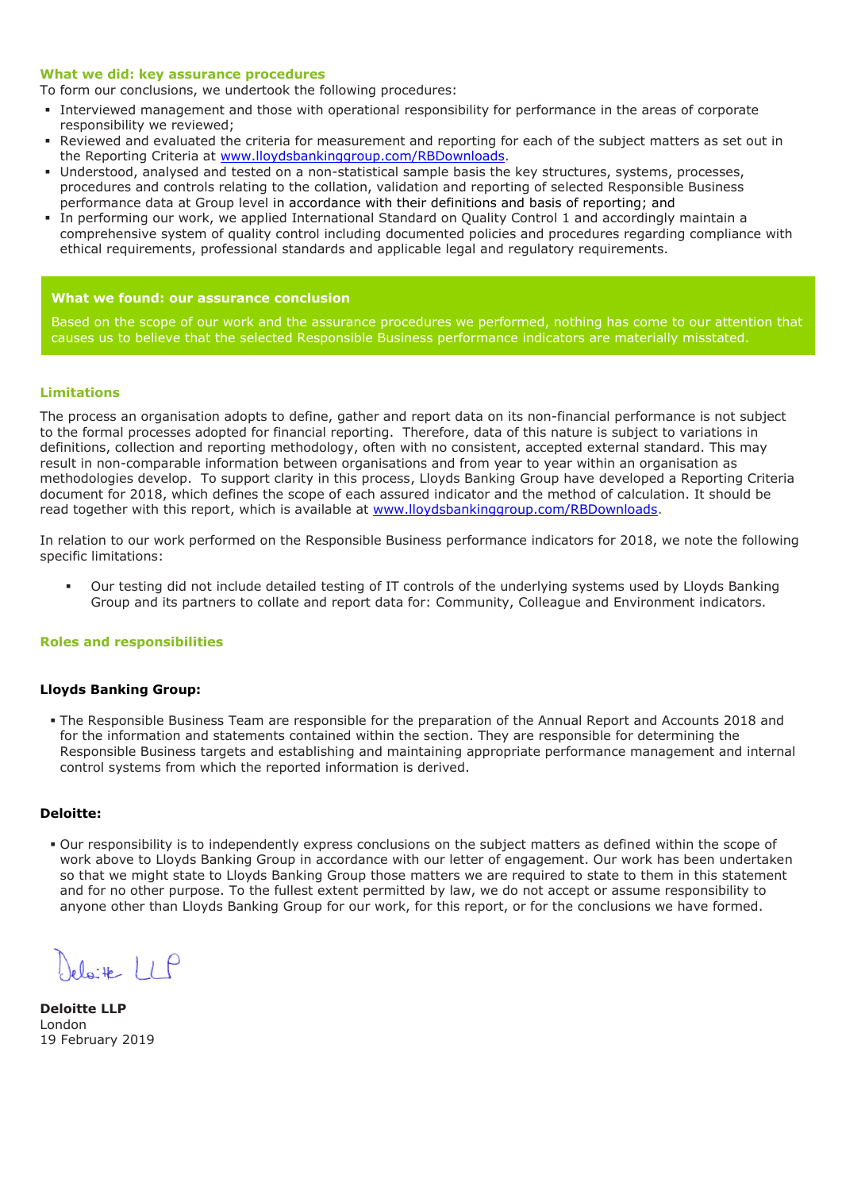### What we did: key assurance procedures

To form our conclusions, we undertook the following procedures:

- Interviewed management and those with operational responsibility for performance in the areas of corporate responsibility we reviewed;
- Reviewed and evaluated the criteria for measurement and reporting for each of the subject matters as set out in the Reporting Criteria at [www.lloydsbankinggroup.com/RBDownloads](www.lloydsbankinggroup.com/RBDownloads).
- Understood, analysed and tested on a non-statistical sample basis the key structures, systems, processes, procedures and controls relating to the collation, validation and reporting of selected Responsible Business performance data at Group level in accordance with their definitions and basis of reporting; and
- In performing our work, we applied International Standard on Quality Control 1 and accordingly maintain a comprehensive system of quality control including documented policies and procedures regarding compliance with ethical requirements, professional standards and applicable legal and regulatory requirements.

### What we found: our assurance conclusion

Based on the scope of our work and the assurance procedures we performed, nothing has come to our attention that causes us to believe that the selected Responsible Business performance indicators are materially misstated.

### Limitations

The process an organisation adopts to define, gather and report data on its non-financial performance is not subject to the formal processes adopted for financial reporting. Therefore, data of this nature is subject to variations in definitions, collection and reporting methodology, often with no consistent, accepted external standard. This may result in non-comparable information between organisations and from year to year within an organisation as methodologies develop. To support clarity in this process, Lloyds Banking Group have developed a Reporting Criteria document for 2018, which defines the scope of each assured indicator and the method of calculation. It should be read together with this report, which is available at [www.lloydsbankinggroup.com/RBDownloads](www.lloydsbankinggroup.com/RBDownloads).

In relation to our work performed on the Responsible Business performance indicators for 2018, we note the following specific limitations:

- Our testing did not include detailed testing of IT controls of the underlying systems used by Lloyds Banking Group and its partners to collate and report data for: Community, Colleague and Environment indicators.

### Roles and responsibilities

**Lloyds Banking Group:**

- The Responsible Business Team are responsible for the preparation of the Annual Report and Accounts 2018 and for the information and statements contained within the section. They are responsible for determining the Responsible Business targets and establishing and maintaining appropriate performance management and internal control systems from which the reported information is derived.

**Deloitte:**

- Our responsibility is to independently express conclusions on the subject matters as defined within the scope of work above to Lloyds Banking Group in accordance with our letter of engagement. Our work has been undertaken so that we might state to Lloyds Banking Group those matters we are required to state to them in this statement and for no other purpose. To the fullest extent permitted by law, we do not accept or assume responsibility to anyone other than Lloyds Banking Group for our work, for this report, or for the conclusions we have formed.

Deloitte LLP

**Deloitte LLP**
London
19 February 2019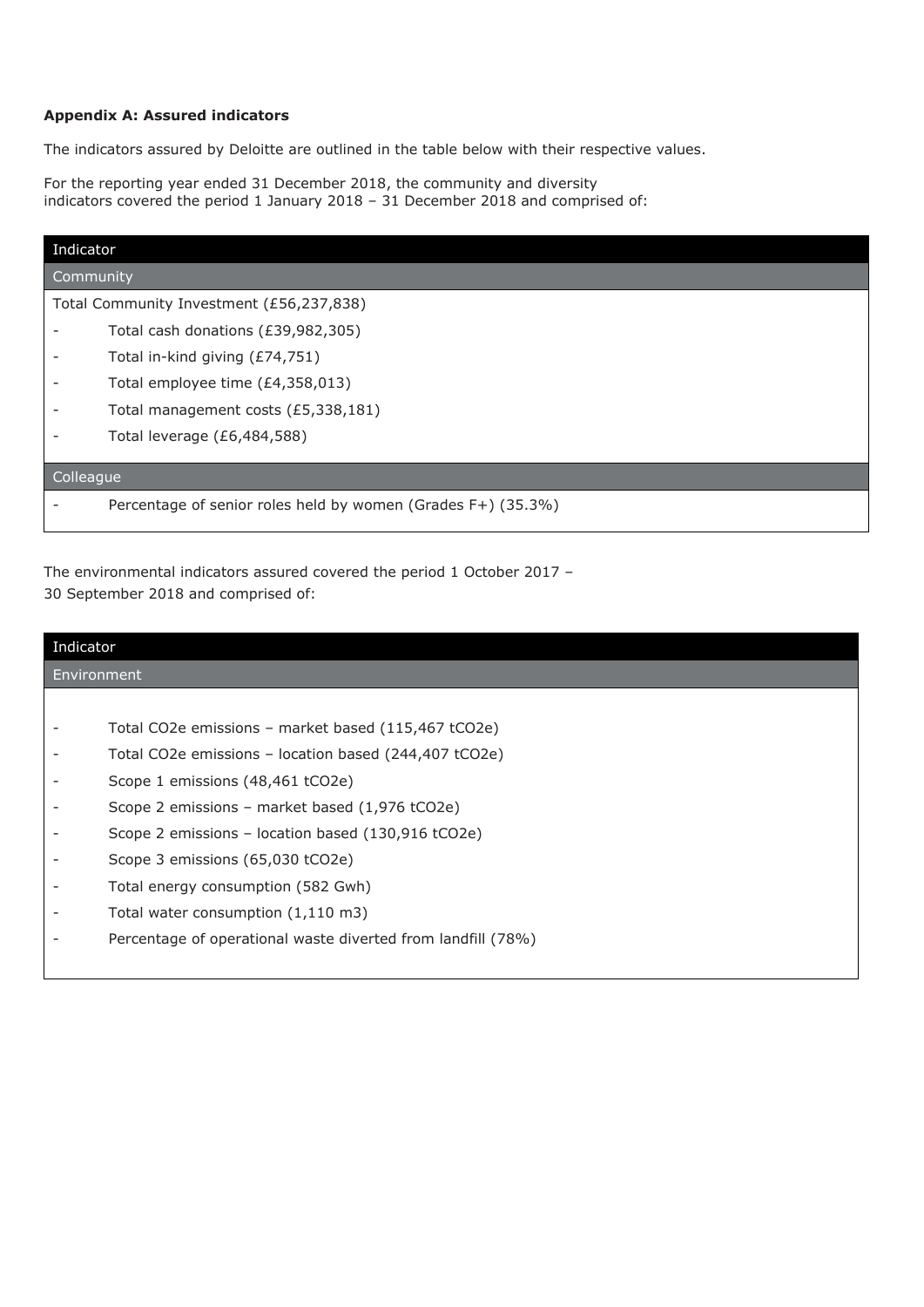**Appendix A: Assured indicators**

The indicators assured by Deloitte are outlined in the table below with their respective values.

For the reporting year ended 31 December 2018, the community and diversity indicators covered the period 1 January 2018 – 31 December 2018 and comprised of:

| Indicator |
| --- |
| Community |
| Total Community Investment (£56,237,838) |
| - Total cash donations (£39,982,305) |
| - Total in-kind giving (£74,751) |
| - Total employee time (£4,358,013) |
| - Total management costs (£5,338,181) |
| - Total leverage (£6,484,588) |
| Colleague |
| - Percentage of senior roles held by women (Grades F+) (35.3%) |

The environmental indicators assured covered the period 1 October 2017 – 30 September 2018 and comprised of:

| Indicator |
| --- |
| Environment |
| - Total $CO_2e$ emissions – market based (115,467 $tCO_2e$) |
| - Total $CO_2e$ emissions – location based (244,407 $tCO_2e$) |
| - Scope 1 emissions (48,461 $tCO_2e$) |
| - Scope 2 emissions – market based (1,976 $tCO_2e$) |
| - Scope 2 emissions – location based (130,916 $tCO_2e$) |
| - Scope 3 emissions (65,030 $tCO_2e$) |
| - Total energy consumption (582 Gwh) |
| - Total water consumption (1,110 m3) |
| - Percentage of operational waste diverted from landfill (78%) |